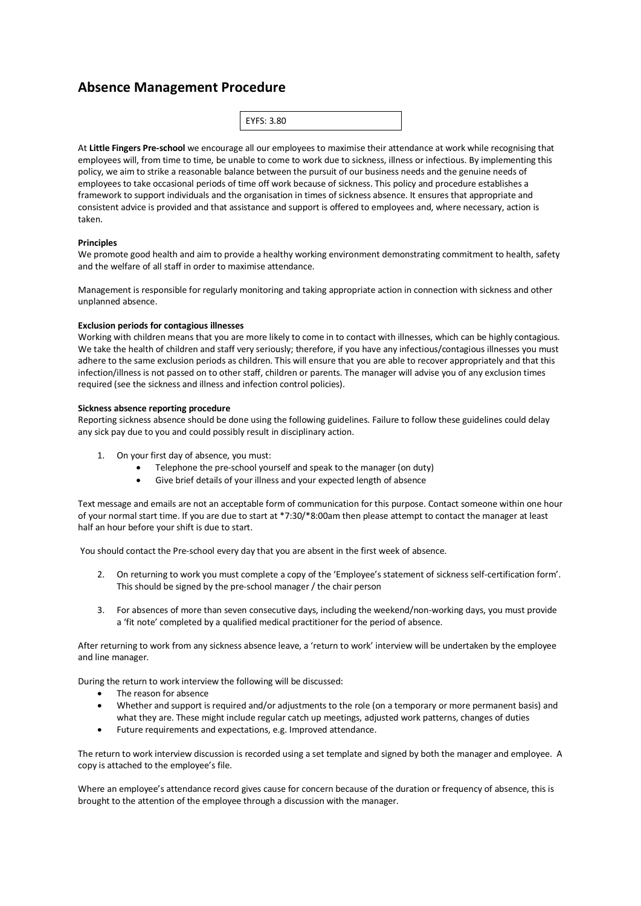# Absence Management Procedure

EYFS: 3.80

At **Little Fingers Pre-school** we encourage all our employees to maximise their attendance at work while recognising that employees will, from time to time, be unable to come to work due to sickness, illness or infectious. By implementing this policy, we aim to strike a reasonable balance between the pursuit of our business needs and the genuine needs of employees to take occasional periods of time off work because of sickness. This policy and procedure establishes a framework to support individuals and the organisation in times of sickness absence. It ensures that appropriate and consistent advice is provided and that assistance and support is offered to employees and, where necessary, action is taken.

**Principles**

We promote good health and aim to provide a healthy working environment demonstrating commitment to health, safety and the welfare of all staff in order to maximise attendance.

Management is responsible for regularly monitoring and taking appropriate action in connection with sickness and other unplanned absence.

**Exclusion periods for contagious illnesses**

Working with children means that you are more likely to come in to contact with illnesses, which can be highly contagious. We take the health of children and staff very seriously; therefore, if you have any infectious/contagious illnesses you must adhere to the same exclusion periods as children. This will ensure that you are able to recover appropriately and that this infection/illness is not passed on to other staff, children or parents. The manager will advise you of any exclusion times required (see the sickness and illness and infection control policies).

**Sickness absence reporting procedure**

Reporting sickness absence should be done using the following guidelines. Failure to follow these guidelines could delay any sick pay due to you and could possibly result in disciplinary action.

1. On your first day of absence, you must:
   - Telephone the pre-school yourself and speak to the manager (on duty)
   - Give brief details of your illness and your expected length of absence

Text message and emails are not an acceptable form of communication for this purpose. Contact someone within one hour of your normal start time. If you are due to start at *7:30/*8:00am then please attempt to contact the manager at least half an hour before your shift is due to start.

You should contact the Pre-school every day that you are absent in the first week of absence.

2. On returning to work you must complete a copy of the 'Employee's statement of sickness self-certification form'. This should be signed by the pre-school manager / the chair person

3. For absences of more than seven consecutive days, including the weekend/non-working days, you must provide a 'fit note' completed by a qualified medical practitioner for the period of absence.

After returning to work from any sickness absence leave, a 'return to work' interview will be undertaken by the employee and line manager.

During the return to work interview the following will be discussed:

- The reason for absence
- Whether and support is required and/or adjustments to the role (on a temporary or more permanent basis) and what they are. These might include regular catch up meetings, adjusted work patterns, changes of duties
- Future requirements and expectations, e.g. Improved attendance.

The return to work interview discussion is recorded using a set template and signed by both the manager and employee. A copy is attached to the employee's file.

Where an employee's attendance record gives cause for concern because of the duration or frequency of absence, this is brought to the attention of the employee through a discussion with the manager.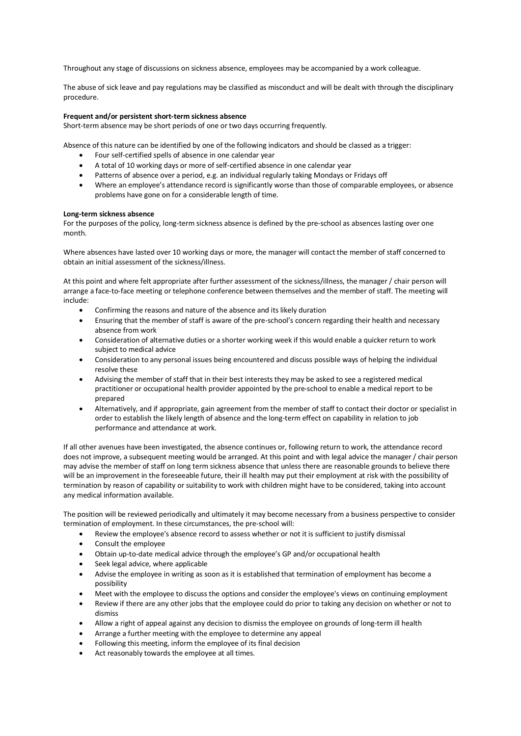Throughout any stage of discussions on sickness absence, employees may be accompanied by a work colleague.

The abuse of sick leave and pay regulations may be classified as misconduct and will be dealt with through the disciplinary procedure.

**Frequent and/or persistent short-term sickness absence**
Short-term absence may be short periods of one or two days occurring frequently.

Absence of this nature can be identified by one of the following indicators and should be classed as a trigger:

- Four self-certified spells of absence in one calendar year
- A total of 10 working days or more of self-certified absence in one calendar year
- Patterns of absence over a period, e.g. an individual regularly taking Mondays or Fridays off
- Where an employee's attendance record is significantly worse than those of comparable employees, or absence problems have gone on for a considerable length of time.

**Long-term sickness absence**
For the purposes of the policy, long-term sickness absence is defined by the pre-school as absences lasting over one month.

Where absences have lasted over 10 working days or more, the manager will contact the member of staff concerned to obtain an initial assessment of the sickness/illness.

At this point and where felt appropriate after further assessment of the sickness/illness, the manager / chair person will arrange a face-to-face meeting or telephone conference between themselves and the member of staff. The meeting will include:

- Confirming the reasons and nature of the absence and its likely duration
- Ensuring that the member of staff is aware of the pre-school's concern regarding their health and necessary absence from work
- Consideration of alternative duties or a shorter working week if this would enable a quicker return to work subject to medical advice
- Consideration to any personal issues being encountered and discuss possible ways of helping the individual resolve these
- Advising the member of staff that in their best interests they may be asked to see a registered medical practitioner or occupational health provider appointed by the pre-school to enable a medical report to be prepared
- Alternatively, and if appropriate, gain agreement from the member of staff to contact their doctor or specialist in order to establish the likely length of absence and the long-term effect on capability in relation to job performance and attendance at work.

If all other avenues have been investigated, the absence continues or, following return to work, the attendance record does not improve, a subsequent meeting would be arranged. At this point and with legal advice the manager / chair person may advise the member of staff on long term sickness absence that unless there are reasonable grounds to believe there will be an improvement in the foreseeable future, their ill health may put their employment at risk with the possibility of termination by reason of capability or suitability to work with children might have to be considered, taking into account any medical information available.

The position will be reviewed periodically and ultimately it may become necessary from a business perspective to consider termination of employment. In these circumstances, the pre-school will:

- Review the employee's absence record to assess whether or not it is sufficient to justify dismissal
- Consult the employee
- Obtain up-to-date medical advice through the employee's GP and/or occupational health
- Seek legal advice, where applicable
- Advise the employee in writing as soon as it is established that termination of employment has become a possibility
- Meet with the employee to discuss the options and consider the employee's views on continuing employment
- Review if there are any other jobs that the employee could do prior to taking any decision on whether or not to dismiss
- Allow a right of appeal against any decision to dismiss the employee on grounds of long-term ill health
- Arrange a further meeting with the employee to determine any appeal
- Following this meeting, inform the employee of its final decision
- Act reasonably towards the employee at all times.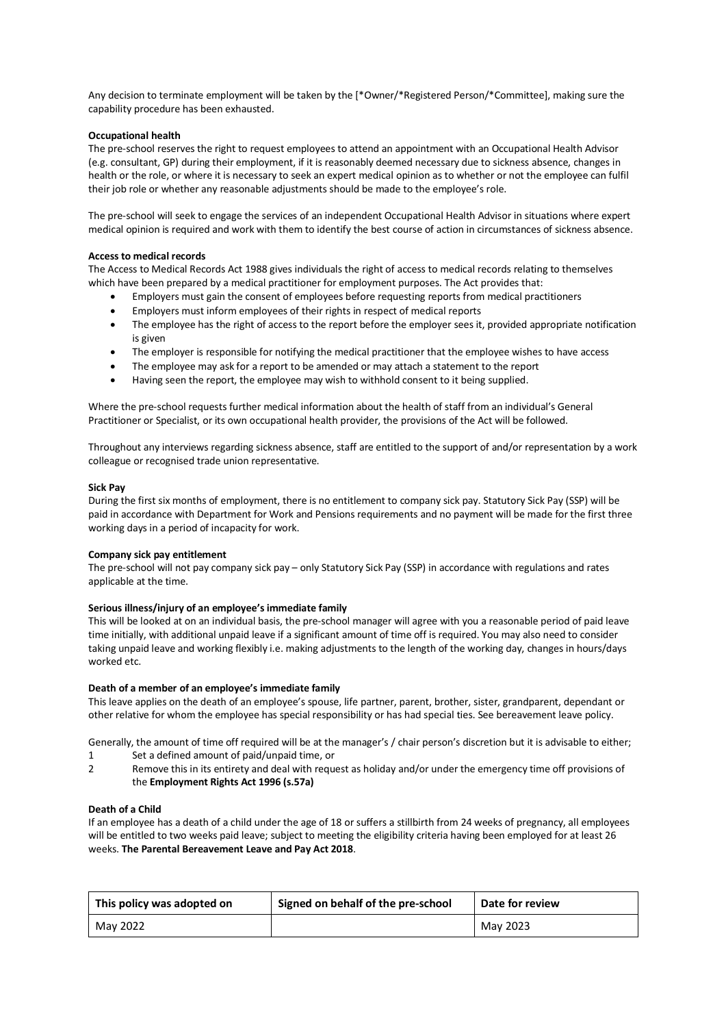Any decision to terminate employment will be taken by the [*Owner/*Registered Person/*Committee], making sure the capability procedure has been exhausted.

**Occupational health**

The pre-school reserves the right to request employees to attend an appointment with an Occupational Health Advisor (e.g. consultant, GP) during their employment, if it is reasonably deemed necessary due to sickness absence, changes in health or the role, or where it is necessary to seek an expert medical opinion as to whether or not the employee can fulfil their job role or whether any reasonable adjustments should be made to the employee's role.

The pre-school will seek to engage the services of an independent Occupational Health Advisor in situations where expert medical opinion is required and work with them to identify the best course of action in circumstances of sickness absence.

**Access to medical records**

The Access to Medical Records Act 1988 gives individuals the right of access to medical records relating to themselves which have been prepared by a medical practitioner for employment purposes. The Act provides that:

- Employers must gain the consent of employees before requesting reports from medical practitioners
- Employers must inform employees of their rights in respect of medical reports
- The employee has the right of access to the report before the employer sees it, provided appropriate notification is given
- The employer is responsible for notifying the medical practitioner that the employee wishes to have access
- The employee may ask for a report to be amended or may attach a statement to the report
- Having seen the report, the employee may wish to withhold consent to it being supplied.

Where the pre-school requests further medical information about the health of staff from an individual's General Practitioner or Specialist, or its own occupational health provider, the provisions of the Act will be followed.

Throughout any interviews regarding sickness absence, staff are entitled to the support of and/or representation by a work colleague or recognised trade union representative.

**Sick Pay**

During the first six months of employment, there is no entitlement to company sick pay. Statutory Sick Pay (SSP) will be paid in accordance with Department for Work and Pensions requirements and no payment will be made for the first three working days in a period of incapacity for work.

**Company sick pay entitlement**

The pre-school will not pay company sick pay – only Statutory Sick Pay (SSP) in accordance with regulations and rates applicable at the time.

**Serious illness/injury of an employee's immediate family**

This will be looked at on an individual basis, the pre-school manager will agree with you a reasonable period of paid leave time initially, with additional unpaid leave if a significant amount of time off is required. You may also need to consider taking unpaid leave and working flexibly i.e. making adjustments to the length of the working day, changes in hours/days worked etc.

**Death of a member of an employee's immediate family**

This leave applies on the death of an employee's spouse, life partner, parent, brother, sister, grandparent, dependant or other relative for whom the employee has special responsibility or has had special ties. See bereavement leave policy.

Generally, the amount of time off required will be at the manager's / chair person's discretion but it is advisable to either;

1 Set a defined amount of paid/unpaid time, or

2 Remove this in its entirety and deal with request as holiday and/or under the emergency time off provisions of the **Employment Rights Act 1996 (s.57a)**

**Death of a Child**

If an employee has a death of a child under the age of 18 or suffers a stillbirth from 24 weeks of pregnancy, all employees will be entitled to two weeks paid leave; subject to meeting the eligibility criteria having been employed for at least 26 weeks. **The Parental Bereavement Leave and Pay Act 2018**.

| This policy was adopted on | Signed on behalf of the pre-school | Date for review |
|---|---|---|
| May 2022 | | May 2023 |